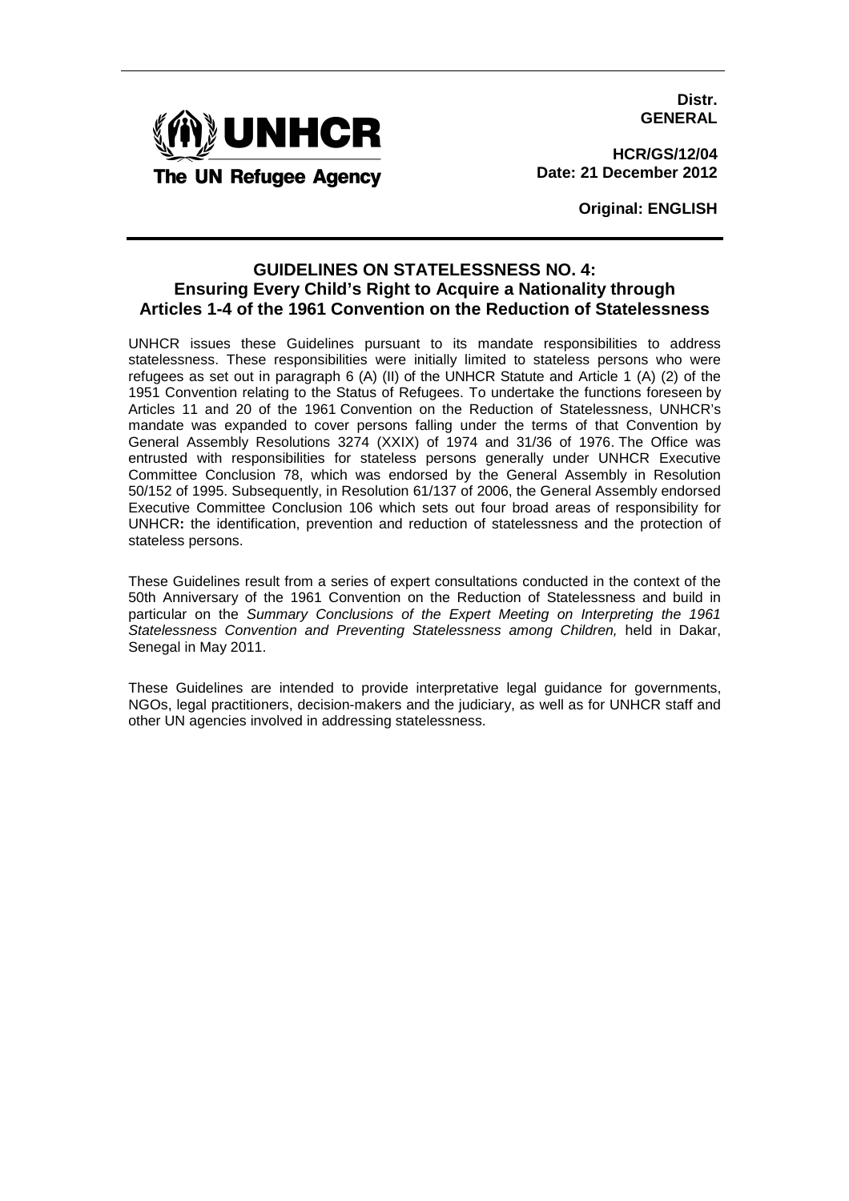UNHCR
The UN Refugee Agency

**Distr.**
**GENERAL**

**HCR/GS/12/04**
**Date: 21 December 2012**

**Original: ENGLISH**

# GUIDELINES ON STATELESSNESS NO. 4: Ensuring Every Child's Right to Acquire a Nationality through Articles 1-4 of the 1961 Convention on the Reduction of Statelessness

UNHCR issues these Guidelines pursuant to its mandate responsibilities to address statelessness. These responsibilities were initially limited to stateless persons who were refugees as set out in paragraph 6 (A) (II) of the UNHCR Statute and Article 1 (A) (2) of the 1951 Convention relating to the Status of Refugees. To undertake the functions foreseen by Articles 11 and 20 of the 1961 Convention on the Reduction of Statelessness, UNHCR's mandate was expanded to cover persons falling under the terms of that Convention by General Assembly Resolutions 3274 (XXIX) of 1974 and 31/36 of 1976. The Office was entrusted with responsibilities for stateless persons generally under UNHCR Executive Committee Conclusion 78, which was endorsed by the General Assembly in Resolution 50/152 of 1995. Subsequently, in Resolution 61/137 of 2006, the General Assembly endorsed Executive Committee Conclusion 106 which sets out four broad areas of responsibility for UNHCR**:** the identification, prevention and reduction of statelessness and the protection of stateless persons.

These Guidelines result from a series of expert consultations conducted in the context of the 50th Anniversary of the 1961 Convention on the Reduction of Statelessness and build in particular on the *Summary Conclusions of the Expert Meeting on Interpreting the 1961 Statelessness Convention and Preventing Statelessness among Children,* held in Dakar, Senegal in May 2011.

These Guidelines are intended to provide interpretative legal guidance for governments, NGOs, legal practitioners, decision-makers and the judiciary, as well as for UNHCR staff and other UN agencies involved in addressing statelessness.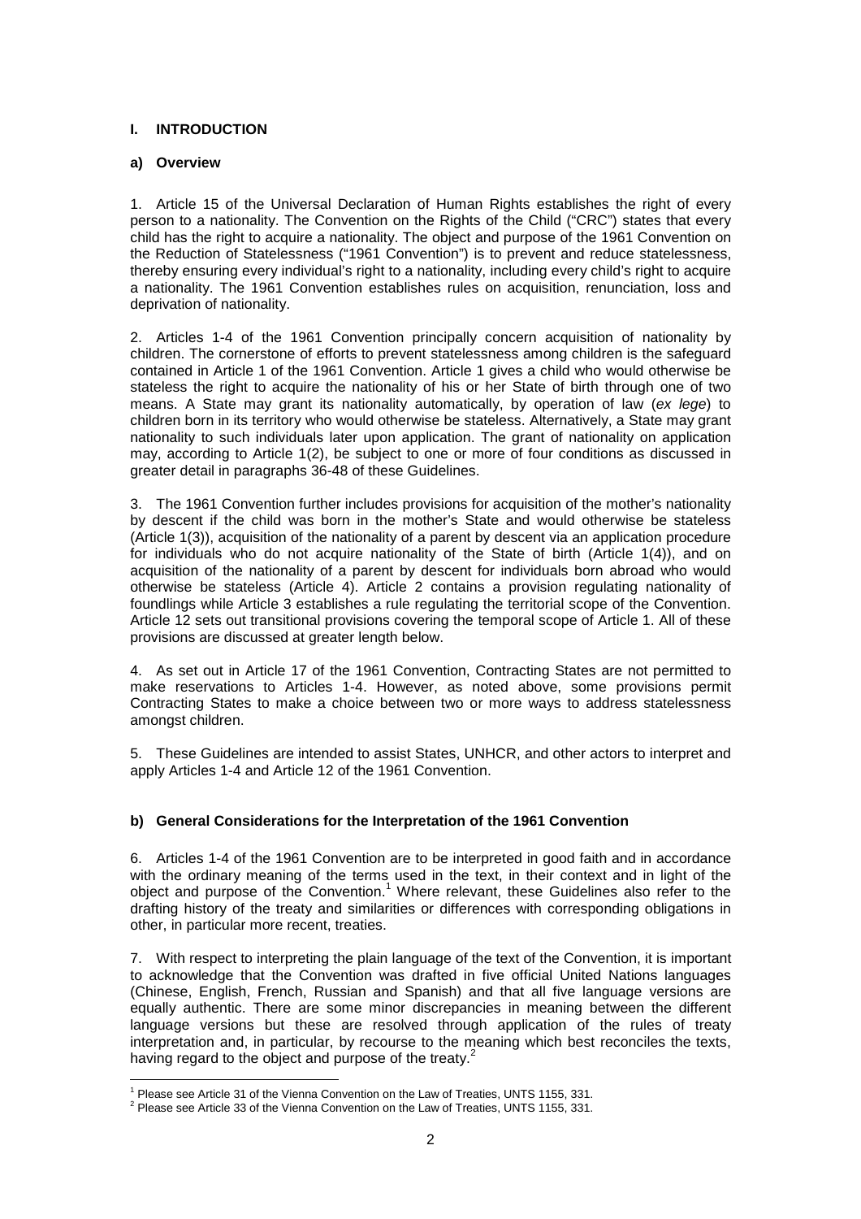## I. INTRODUCTION

### a) Overview

1. Article 15 of the Universal Declaration of Human Rights establishes the right of every person to a nationality. The Convention on the Rights of the Child ("CRC") states that every child has the right to acquire a nationality. The object and purpose of the 1961 Convention on the Reduction of Statelessness ("1961 Convention") is to prevent and reduce statelessness, thereby ensuring every individual's right to a nationality, including every child's right to acquire a nationality. The 1961 Convention establishes rules on acquisition, renunciation, loss and deprivation of nationality.

2. Articles 1-4 of the 1961 Convention principally concern acquisition of nationality by children. The cornerstone of efforts to prevent statelessness among children is the safeguard contained in Article 1 of the 1961 Convention. Article 1 gives a child who would otherwise be stateless the right to acquire the nationality of his or her State of birth through one of two means. A State may grant its nationality automatically, by operation of law (*ex lege*) to children born in its territory who would otherwise be stateless. Alternatively, a State may grant nationality to such individuals later upon application. The grant of nationality on application may, according to Article 1(2), be subject to one or more of four conditions as discussed in greater detail in paragraphs 36-48 of these Guidelines.

3. The 1961 Convention further includes provisions for acquisition of the mother's nationality by descent if the child was born in the mother's State and would otherwise be stateless (Article 1(3)), acquisition of the nationality of a parent by descent via an application procedure for individuals who do not acquire nationality of the State of birth (Article 1(4)), and on acquisition of the nationality of a parent by descent for individuals born abroad who would otherwise be stateless (Article 4). Article 2 contains a provision regulating nationality of foundlings while Article 3 establishes a rule regulating the territorial scope of the Convention. Article 12 sets out transitional provisions covering the temporal scope of Article 1. All of these provisions are discussed at greater length below.

4. As set out in Article 17 of the 1961 Convention, Contracting States are not permitted to make reservations to Articles 1-4. However, as noted above, some provisions permit Contracting States to make a choice between two or more ways to address statelessness amongst children.

5. These Guidelines are intended to assist States, UNHCR, and other actors to interpret and apply Articles 1-4 and Article 12 of the 1961 Convention.

### b) General Considerations for the Interpretation of the 1961 Convention

6. Articles 1-4 of the 1961 Convention are to be interpreted in good faith and in accordance with the ordinary meaning of the terms used in the text, in their context and in light of the object and purpose of the Convention.[1] Where relevant, these Guidelines also refer to the drafting history of the treaty and similarities or differences with corresponding obligations in other, in particular more recent, treaties.

7. With respect to interpreting the plain language of the text of the Convention, it is important to acknowledge that the Convention was drafted in five official United Nations languages (Chinese, English, French, Russian and Spanish) and that all five language versions are equally authentic. There are some minor discrepancies in meaning between the different language versions but these are resolved through application of the rules of treaty interpretation and, in particular, by recourse to the meaning which best reconciles the texts, having regard to the object and purpose of the treaty.[2]

[1] Please see Article 31 of the Vienna Convention on the Law of Treaties, UNTS 1155, 331.
[2] Please see Article 33 of the Vienna Convention on the Law of Treaties, UNTS 1155, 331.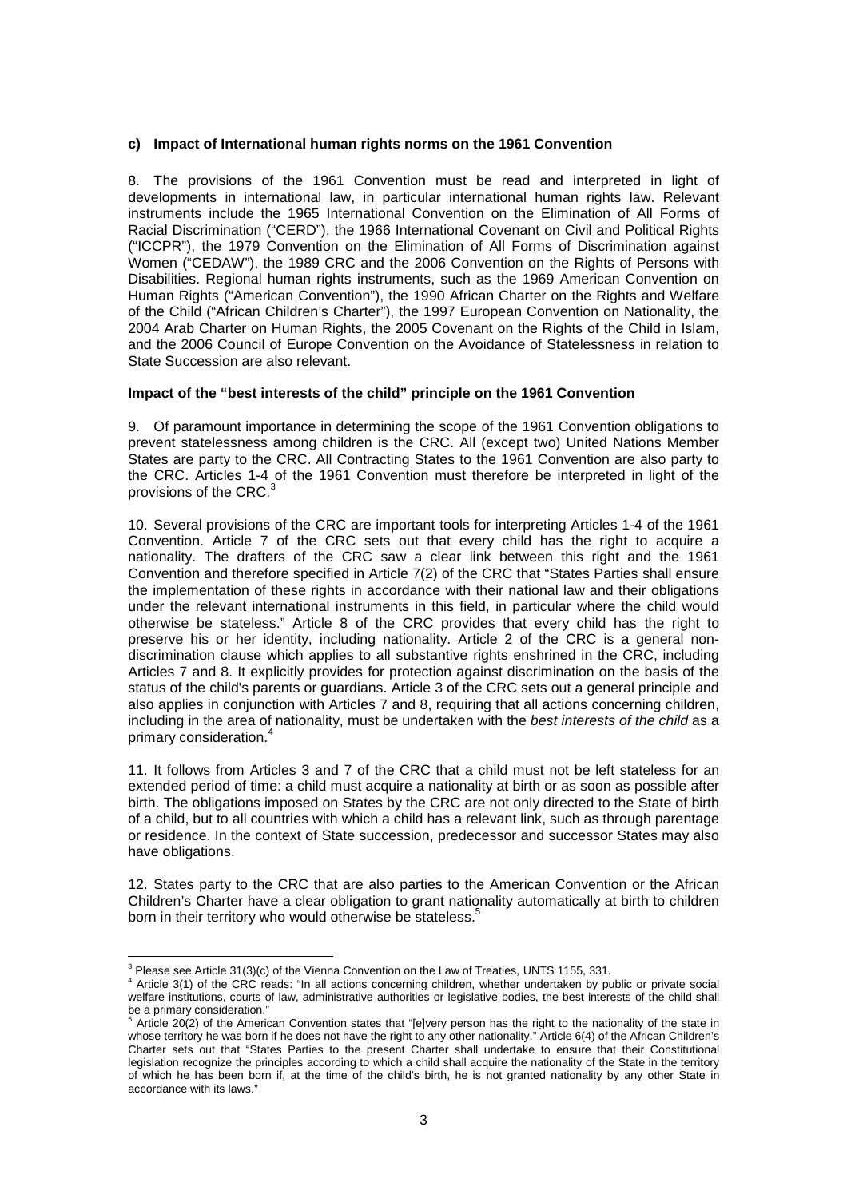#### c) Impact of International human rights norms on the 1961 Convention

8. The provisions of the 1961 Convention must be read and interpreted in light of developments in international law, in particular international human rights law. Relevant instruments include the 1965 International Convention on the Elimination of All Forms of Racial Discrimination ("CERD"), the 1966 International Covenant on Civil and Political Rights ("ICCPR"), the 1979 Convention on the Elimination of All Forms of Discrimination against Women ("CEDAW"), the 1989 CRC and the 2006 Convention on the Rights of Persons with Disabilities. Regional human rights instruments, such as the 1969 American Convention on Human Rights ("American Convention"), the 1990 African Charter on the Rights and Welfare of the Child ("African Children's Charter"), the 1997 European Convention on Nationality, the 2004 Arab Charter on Human Rights, the 2005 Covenant on the Rights of the Child in Islam, and the 2006 Council of Europe Convention on the Avoidance of Statelessness in relation to State Succession are also relevant.

#### Impact of the "best interests of the child" principle on the 1961 Convention

9. Of paramount importance in determining the scope of the 1961 Convention obligations to prevent statelessness among children is the CRC. All (except two) United Nations Member States are party to the CRC. All Contracting States to the 1961 Convention are also party to the CRC. Articles 1-4 of the 1961 Convention must therefore be interpreted in light of the provisions of the CRC.[3]

10. Several provisions of the CRC are important tools for interpreting Articles 1-4 of the 1961 Convention. Article 7 of the CRC sets out that every child has the right to acquire a nationality. The drafters of the CRC saw a clear link between this right and the 1961 Convention and therefore specified in Article 7(2) of the CRC that "States Parties shall ensure the implementation of these rights in accordance with their national law and their obligations under the relevant international instruments in this field, in particular where the child would otherwise be stateless." Article 8 of the CRC provides that every child has the right to preserve his or her identity, including nationality. Article 2 of the CRC is a general non-discrimination clause which applies to all substantive rights enshrined in the CRC, including Articles 7 and 8. It explicitly provides for protection against discrimination on the basis of the status of the child's parents or guardians. Article 3 of the CRC sets out a general principle and also applies in conjunction with Articles 7 and 8, requiring that all actions concerning children, including in the area of nationality, must be undertaken with the *best interests of the child* as a primary consideration.[4]

11. It follows from Articles 3 and 7 of the CRC that a child must not be left stateless for an extended period of time: a child must acquire a nationality at birth or as soon as possible after birth. The obligations imposed on States by the CRC are not only directed to the State of birth of a child, but to all countries with which a child has a relevant link, such as through parentage or residence. In the context of State succession, predecessor and successor States may also have obligations.

12. States party to the CRC that are also parties to the American Convention or the African Children's Charter have a clear obligation to grant nationality automatically at birth to children born in their territory who would otherwise be stateless.[5]

---

[3] Please see Article 31(3)(c) of the Vienna Convention on the Law of Treaties, UNTS 1155, 331.

[4] Article 3(1) of the CRC reads: "In all actions concerning children, whether undertaken by public or private social welfare institutions, courts of law, administrative authorities or legislative bodies, the best interests of the child shall be a primary consideration."

[5] Article 20(2) of the American Convention states that "[e]very person has the right to the nationality of the state in whose territory he was born if he does not have the right to any other nationality." Article 6(4) of the African Children's Charter sets out that "States Parties to the present Charter shall undertake to ensure that their Constitutional legislation recognize the principles according to which a child shall acquire the nationality of the State in the territory of which he has been born if, at the time of the child's birth, he is not granted nationality by any other State in accordance with its laws."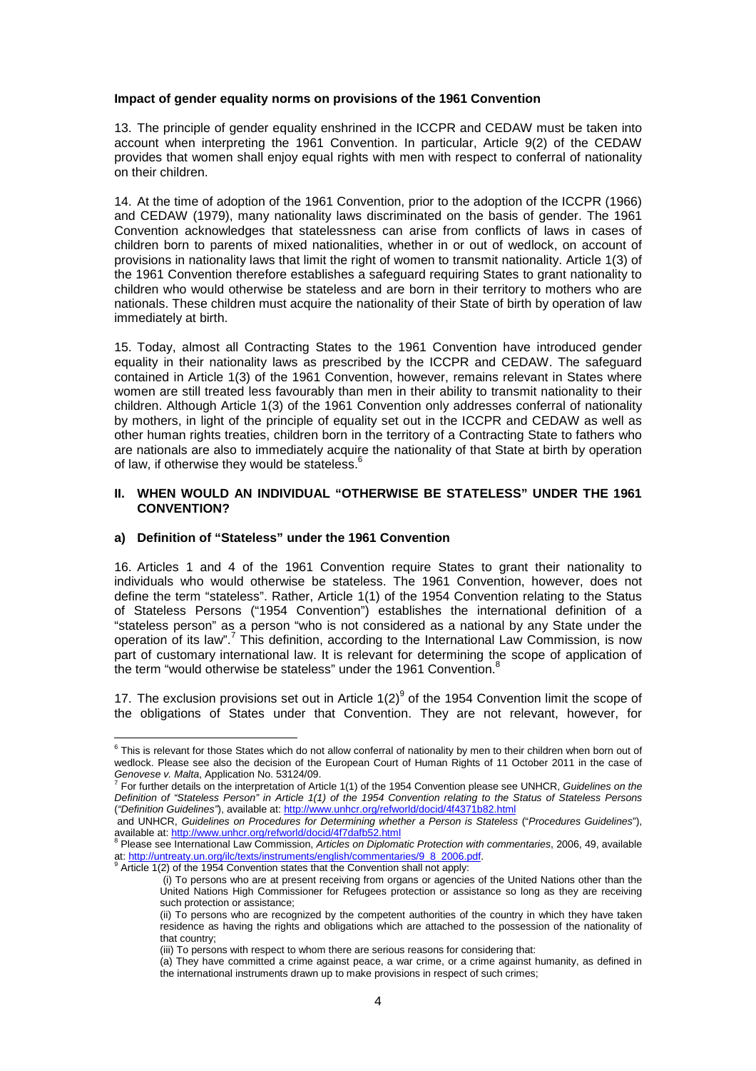**Impact of gender equality norms on provisions of the 1961 Convention**

13. The principle of gender equality enshrined in the ICCPR and CEDAW must be taken into account when interpreting the 1961 Convention. In particular, Article 9(2) of the CEDAW provides that women shall enjoy equal rights with men with respect to conferral of nationality on their children.

14. At the time of adoption of the 1961 Convention, prior to the adoption of the ICCPR (1966) and CEDAW (1979), many nationality laws discriminated on the basis of gender. The 1961 Convention acknowledges that statelessness can arise from conflicts of laws in cases of children born to parents of mixed nationalities, whether in or out of wedlock, on account of provisions in nationality laws that limit the right of women to transmit nationality. Article 1(3) of the 1961 Convention therefore establishes a safeguard requiring States to grant nationality to children who would otherwise be stateless and are born in their territory to mothers who are nationals. These children must acquire the nationality of their State of birth by operation of law immediately at birth.

15. Today, almost all Contracting States to the 1961 Convention have introduced gender equality in their nationality laws as prescribed by the ICCPR and CEDAW. The safeguard contained in Article 1(3) of the 1961 Convention, however, remains relevant in States where women are still treated less favourably than men in their ability to transmit nationality to their children. Although Article 1(3) of the 1961 Convention only addresses conferral of nationality by mothers, in light of the principle of equality set out in the ICCPR and CEDAW as well as other human rights treaties, children born in the territory of a Contracting State to fathers who are nationals are also to immediately acquire the nationality of that State at birth by operation of law, if otherwise they would be stateless.[6]

## II. WHEN WOULD AN INDIVIDUAL "OTHERWISE BE STATELESS" UNDER THE 1961 CONVENTION?

### a) Definition of "Stateless" under the 1961 Convention

16. Articles 1 and 4 of the 1961 Convention require States to grant their nationality to individuals who would otherwise be stateless. The 1961 Convention, however, does not define the term "stateless". Rather, Article 1(1) of the 1954 Convention relating to the Status of Stateless Persons ("1954 Convention") establishes the international definition of a "stateless person" as a person "who is not considered as a national by any State under the operation of its law".[7] This definition, according to the International Law Commission, is now part of customary international law. It is relevant for determining the scope of application of the term "would otherwise be stateless" under the 1961 Convention.[8]

17. The exclusion provisions set out in Article 1(2)[9] of the 1954 Convention limit the scope of the obligations of States under that Convention. They are not relevant, however, for

---

[6] This is relevant for those States which do not allow conferral of nationality by men to their children when born out of wedlock. Please see also the decision of the European Court of Human Rights of 11 October 2011 in the case of *Genovese v. Malta*, Application No. 53124/09.

[7] For further details on the interpretation of Article 1(1) of the 1954 Convention please see UNHCR, *Guidelines on the Definition of "Stateless Person" in Article 1(1) of the 1954 Convention relating to the Status of Stateless Persons* (*"Definition Guidelines"*), available at: http://www.unhcr.org/refworld/docid/4f4371b82.html and UNHCR, *Guidelines on Procedures for Determining whether a Person is Stateless* ("*Procedures Guidelines*"), available at: http://www.unhcr.org/refworld/docid/4f7dafb52.html

[8] Please see International Law Commission, *Articles on Diplomatic Protection with commentaries*, 2006, 49, available at: http://untreaty.un.org/ilc/texts/instruments/english/commentaries/9_8_2006.pdf.

[9] Article 1(2) of the 1954 Convention states that the Convention shall not apply:

(i) To persons who are at present receiving from organs or agencies of the United Nations other than the United Nations High Commissioner for Refugees protection or assistance so long as they are receiving such protection or assistance;

(ii) To persons who are recognized by the competent authorities of the country in which they have taken residence as having the rights and obligations which are attached to the possession of the nationality of that country;

(iii) To persons with respect to whom there are serious reasons for considering that:

(a) They have committed a crime against peace, a war crime, or a crime against humanity, as defined in the international instruments drawn up to make provisions in respect of such crimes;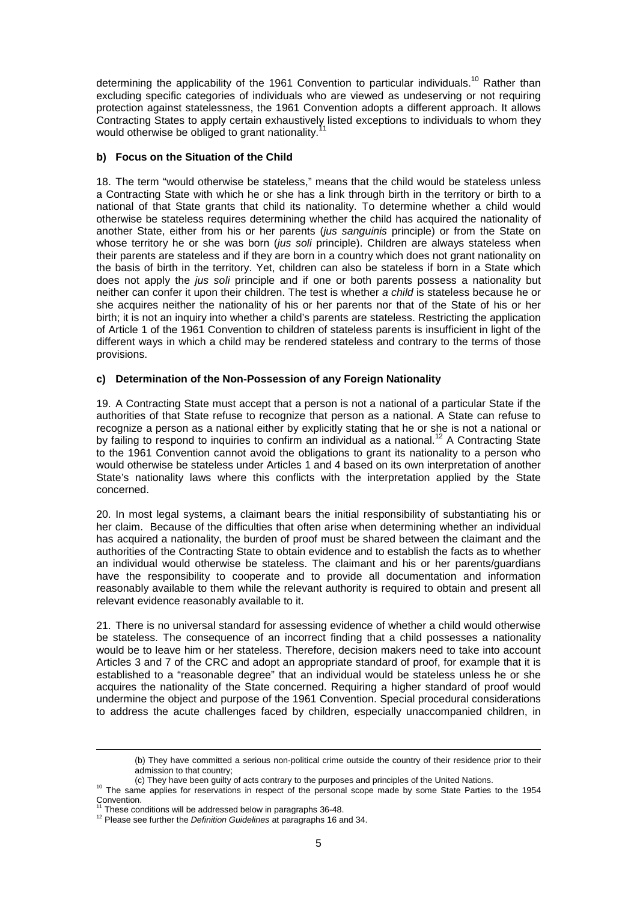determining the applicability of the 1961 Convention to particular individuals.[10] Rather than excluding specific categories of individuals who are viewed as undeserving or not requiring protection against statelessness, the 1961 Convention adopts a different approach. It allows Contracting States to apply certain exhaustively listed exceptions to individuals to whom they would otherwise be obliged to grant nationality.[11]

### b) Focus on the Situation of the Child

18. The term "would otherwise be stateless," means that the child would be stateless unless a Contracting State with which he or she has a link through birth in the territory or birth to a national of that State grants that child its nationality. To determine whether a child would otherwise be stateless requires determining whether the child has acquired the nationality of another State, either from his or her parents (*jus sanguinis* principle) or from the State on whose territory he or she was born (*jus soli* principle). Children are always stateless when their parents are stateless and if they are born in a country which does not grant nationality on the basis of birth in the territory. Yet, children can also be stateless if born in a State which does not apply the *jus soli* principle and if one or both parents possess a nationality but neither can confer it upon their children. The test is whether *a child* is stateless because he or she acquires neither the nationality of his or her parents nor that of the State of his or her birth; it is not an inquiry into whether a child's parents are stateless. Restricting the application of Article 1 of the 1961 Convention to children of stateless parents is insufficient in light of the different ways in which a child may be rendered stateless and contrary to the terms of those provisions.

### c) Determination of the Non-Possession of any Foreign Nationality

19. A Contracting State must accept that a person is not a national of a particular State if the authorities of that State refuse to recognize that person as a national. A State can refuse to recognize a person as a national either by explicitly stating that he or she is not a national or by failing to respond to inquiries to confirm an individual as a national.[12] A Contracting State to the 1961 Convention cannot avoid the obligations to grant its nationality to a person who would otherwise be stateless under Articles 1 and 4 based on its own interpretation of another State's nationality laws where this conflicts with the interpretation applied by the State concerned.

20. In most legal systems, a claimant bears the initial responsibility of substantiating his or her claim. Because of the difficulties that often arise when determining whether an individual has acquired a nationality, the burden of proof must be shared between the claimant and the authorities of the Contracting State to obtain evidence and to establish the facts as to whether an individual would otherwise be stateless. The claimant and his or her parents/guardians have the responsibility to cooperate and to provide all documentation and information reasonably available to them while the relevant authority is required to obtain and present all relevant evidence reasonably available to it.

21. There is no universal standard for assessing evidence of whether a child would otherwise be stateless. The consequence of an incorrect finding that a child possesses a nationality would be to leave him or her stateless. Therefore, decision makers need to take into account Articles 3 and 7 of the CRC and adopt an appropriate standard of proof, for example that it is established to a "reasonable degree" that an individual would be stateless unless he or she acquires the nationality of the State concerned. Requiring a higher standard of proof would undermine the object and purpose of the 1961 Convention. Special procedural considerations to address the acute challenges faced by children, especially unaccompanied children, in

---

(b) They have committed a serious non-political crime outside the country of their residence prior to their admission to that country;

(c) They have been guilty of acts contrary to the purposes and principles of the United Nations.

[10] The same applies for reservations in respect of the personal scope made by some State Parties to the 1954 Convention.

[11] These conditions will be addressed below in paragraphs 36-48.

[12] Please see further the *Definition Guidelines* at paragraphs 16 and 34.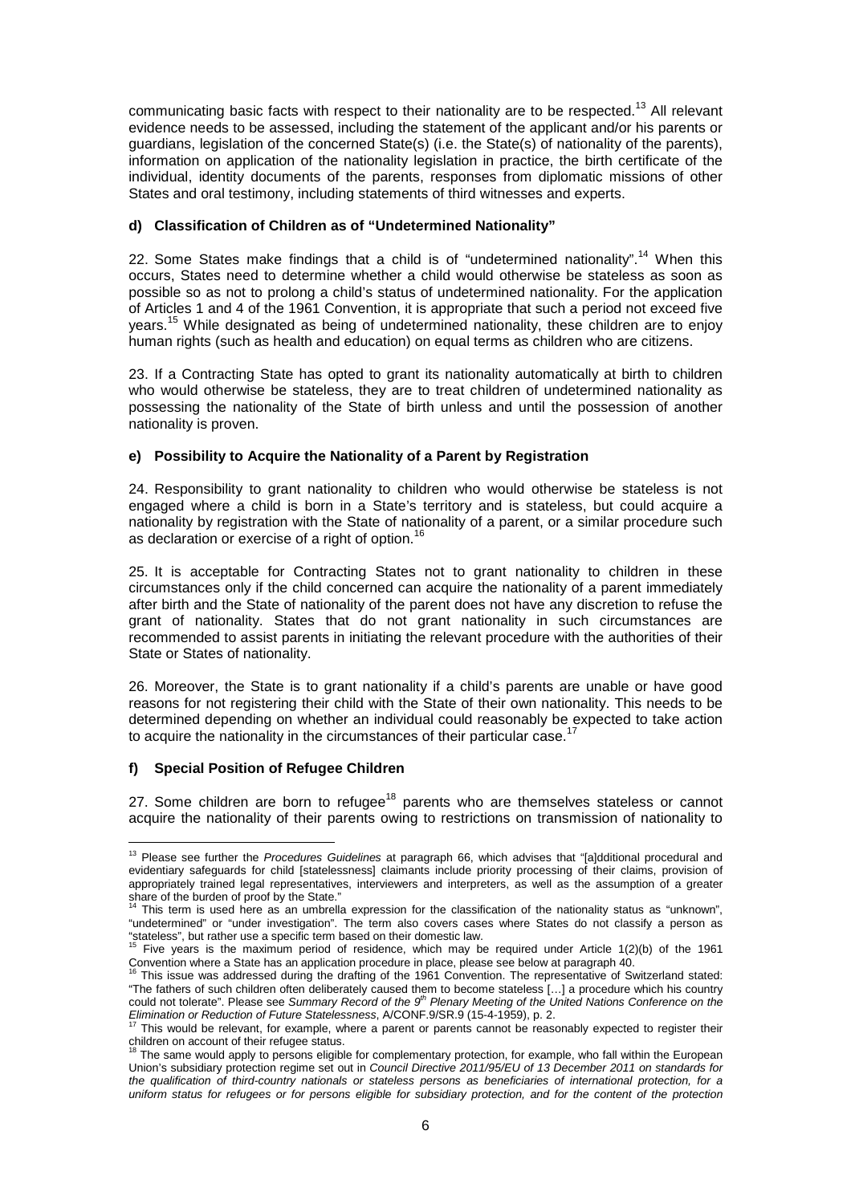communicating basic facts with respect to their nationality are to be respected.[13] All relevant evidence needs to be assessed, including the statement of the applicant and/or his parents or guardians, legislation of the concerned State(s) (i.e. the State(s) of nationality of the parents), information on application of the nationality legislation in practice, the birth certificate of the individual, identity documents of the parents, responses from diplomatic missions of other States and oral testimony, including statements of third witnesses and experts.

#### d) Classification of Children as of "Undetermined Nationality"

22. Some States make findings that a child is of "undetermined nationality".[14] When this occurs, States need to determine whether a child would otherwise be stateless as soon as possible so as not to prolong a child's status of undetermined nationality. For the application of Articles 1 and 4 of the 1961 Convention, it is appropriate that such a period not exceed five years.[15] While designated as being of undetermined nationality, these children are to enjoy human rights (such as health and education) on equal terms as children who are citizens.

23. If a Contracting State has opted to grant its nationality automatically at birth to children who would otherwise be stateless, they are to treat children of undetermined nationality as possessing the nationality of the State of birth unless and until the possession of another nationality is proven.

#### e) Possibility to Acquire the Nationality of a Parent by Registration

24. Responsibility to grant nationality to children who would otherwise be stateless is not engaged where a child is born in a State's territory and is stateless, but could acquire a nationality by registration with the State of nationality of a parent, or a similar procedure such as declaration or exercise of a right of option.[16]

25. It is acceptable for Contracting States not to grant nationality to children in these circumstances only if the child concerned can acquire the nationality of a parent immediately after birth and the State of nationality of the parent does not have any discretion to refuse the grant of nationality. States that do not grant nationality in such circumstances are recommended to assist parents in initiating the relevant procedure with the authorities of their State or States of nationality.

26. Moreover, the State is to grant nationality if a child's parents are unable or have good reasons for not registering their child with the State of their own nationality. This needs to be determined depending on whether an individual could reasonably be expected to take action to acquire the nationality in the circumstances of their particular case.[17]

#### f) Special Position of Refugee Children

27. Some children are born to refugee[18] parents who are themselves stateless or cannot acquire the nationality of their parents owing to restrictions on transmission of nationality to

---

[13] Please see further the *Procedures Guidelines* at paragraph 66, which advises that "[a]dditional procedural and evidentiary safeguards for child [statelessness] claimants include priority processing of their claims, provision of appropriately trained legal representatives, interviewers and interpreters, as well as the assumption of a greater share of the burden of proof by the State."

[14] This term is used here as an umbrella expression for the classification of the nationality status as "unknown", "undetermined" or "under investigation". The term also covers cases where States do not classify a person as "stateless", but rather use a specific term based on their domestic law.

[15] Five years is the maximum period of residence, which may be required under Article 1(2)(b) of the 1961 Convention where a State has an application procedure in place, please see below at paragraph 40.

[16] This issue was addressed during the drafting of the 1961 Convention. The representative of Switzerland stated: "The fathers of such children often deliberately caused them to become stateless […] a procedure which his country could not tolerate". Please see *Summary Record of the 9th Plenary Meeting of the United Nations Conference on the Elimination or Reduction of Future Statelessness*, A/CONF.9/SR.9 (15-4-1959), p. 2.

[17] This would be relevant, for example, where a parent or parents cannot be reasonably expected to register their children on account of their refugee status.

[18] The same would apply to persons eligible for complementary protection, for example, who fall within the European Union's subsidiary protection regime set out in *Council Directive 2011/95/EU of 13 December 2011 on standards for the qualification of third-country nationals or stateless persons as beneficiaries of international protection, for a uniform status for refugees or for persons eligible for subsidiary protection, and for the content of the protection*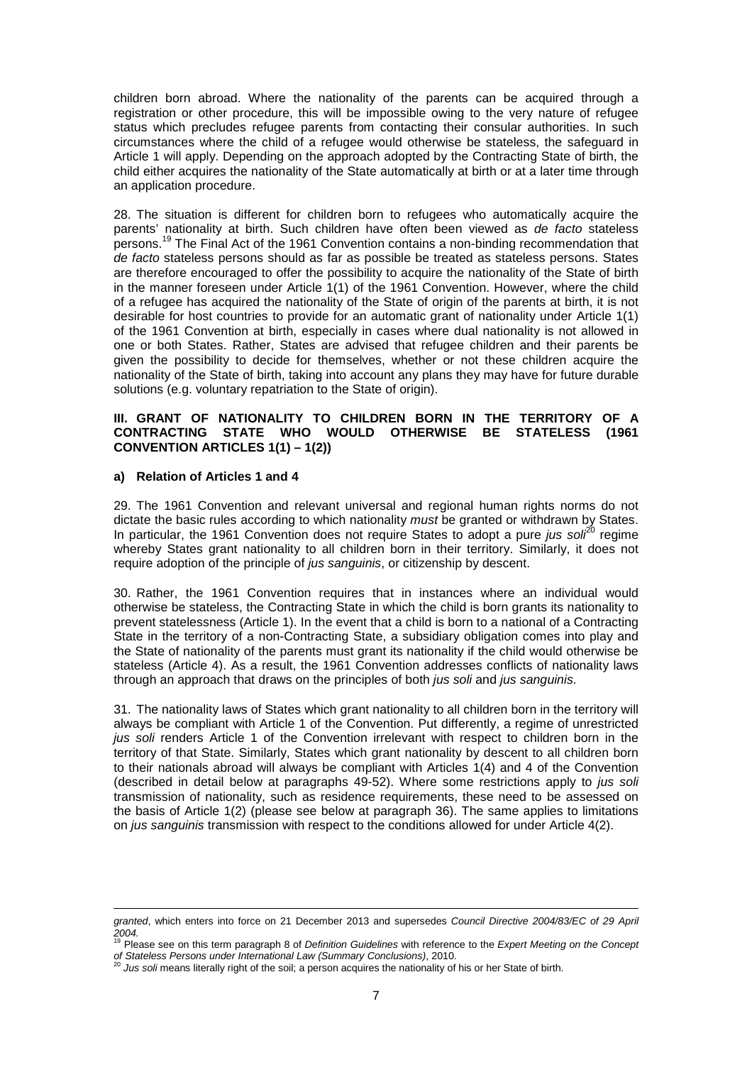children born abroad. Where the nationality of the parents can be acquired through a registration or other procedure, this will be impossible owing to the very nature of refugee status which precludes refugee parents from contacting their consular authorities. In such circumstances where the child of a refugee would otherwise be stateless, the safeguard in Article 1 will apply. Depending on the approach adopted by the Contracting State of birth, the child either acquires the nationality of the State automatically at birth or at a later time through an application procedure.

28. The situation is different for children born to refugees who automatically acquire the parents' nationality at birth. Such children have often been viewed as *de facto* stateless persons.[19] The Final Act of the 1961 Convention contains a non-binding recommendation that *de facto* stateless persons should as far as possible be treated as stateless persons. States are therefore encouraged to offer the possibility to acquire the nationality of the State of birth in the manner foreseen under Article 1(1) of the 1961 Convention. However, where the child of a refugee has acquired the nationality of the State of origin of the parents at birth, it is not desirable for host countries to provide for an automatic grant of nationality under Article 1(1) of the 1961 Convention at birth, especially in cases where dual nationality is not allowed in one or both States. Rather, States are advised that refugee children and their parents be given the possibility to decide for themselves, whether or not these children acquire the nationality of the State of birth, taking into account any plans they may have for future durable solutions (e.g. voluntary repatriation to the State of origin).

## III. GRANT OF NATIONALITY TO CHILDREN BORN IN THE TERRITORY OF A CONTRACTING STATE WHO WOULD OTHERWISE BE STATELESS (1961 CONVENTION ARTICLES 1(1) – 1(2))

### a) Relation of Articles 1 and 4

29. The 1961 Convention and relevant universal and regional human rights norms do not dictate the basic rules according to which nationality *must* be granted or withdrawn by States. In particular, the 1961 Convention does not require States to adopt a pure *jus soli*[20] regime whereby States grant nationality to all children born in their territory. Similarly, it does not require adoption of the principle of *jus sanguinis*, or citizenship by descent.

30. Rather, the 1961 Convention requires that in instances where an individual would otherwise be stateless, the Contracting State in which the child is born grants its nationality to prevent statelessness (Article 1). In the event that a child is born to a national of a Contracting State in the territory of a non-Contracting State, a subsidiary obligation comes into play and the State of nationality of the parents must grant its nationality if the child would otherwise be stateless (Article 4). As a result, the 1961 Convention addresses conflicts of nationality laws through an approach that draws on the principles of both *jus soli* and *jus sanguinis*.

31. The nationality laws of States which grant nationality to all children born in the territory will always be compliant with Article 1 of the Convention. Put differently, a regime of unrestricted *jus soli* renders Article 1 of the Convention irrelevant with respect to children born in the territory of that State. Similarly, States which grant nationality by descent to all children born to their nationals abroad will always be compliant with Articles 1(4) and 4 of the Convention (described in detail below at paragraphs 49-52). Where some restrictions apply to *jus soli* transmission of nationality, such as residence requirements, these need to be assessed on the basis of Article 1(2) (please see below at paragraph 36). The same applies to limitations on *jus sanguinis* transmission with respect to the conditions allowed for under Article 4(2).

---

*granted*, which enters into force on 21 December 2013 and supersedes *Council Directive 2004/83/EC of 29 April 2004.*

[19] Please see on this term paragraph 8 of *Definition Guidelines* with reference to the *Expert Meeting on the Concept of Stateless Persons under International Law (Summary Conclusions)*, 2010.

[20] *Jus soli* means literally right of the soil; a person acquires the nationality of his or her State of birth.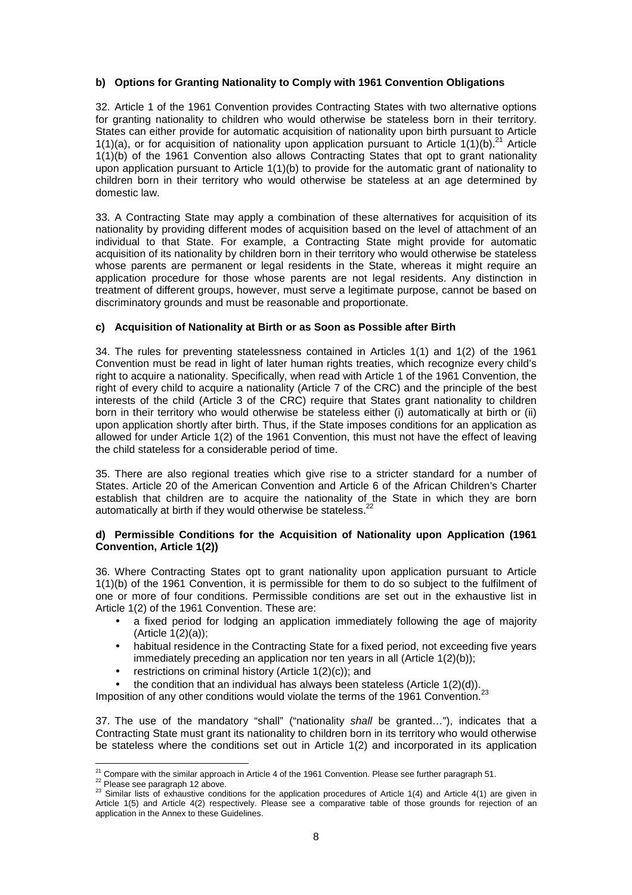### b) Options for Granting Nationality to Comply with 1961 Convention Obligations

32. Article 1 of the 1961 Convention provides Contracting States with two alternative options for granting nationality to children who would otherwise be stateless born in their territory. States can either provide for automatic acquisition of nationality upon birth pursuant to Article 1(1)(a), or for acquisition of nationality upon application pursuant to Article 1(1)(b).[21] Article 1(1)(b) of the 1961 Convention also allows Contracting States that opt to grant nationality upon application pursuant to Article 1(1)(b) to provide for the automatic grant of nationality to children born in their territory who would otherwise be stateless at an age determined by domestic law.

33. A Contracting State may apply a combination of these alternatives for acquisition of its nationality by providing different modes of acquisition based on the level of attachment of an individual to that State. For example, a Contracting State might provide for automatic acquisition of its nationality by children born in their territory who would otherwise be stateless whose parents are permanent or legal residents in the State, whereas it might require an application procedure for those whose parents are not legal residents. Any distinction in treatment of different groups, however, must serve a legitimate purpose, cannot be based on discriminatory grounds and must be reasonable and proportionate.

### c) Acquisition of Nationality at Birth or as Soon as Possible after Birth

34. The rules for preventing statelessness contained in Articles 1(1) and 1(2) of the 1961 Convention must be read in light of later human rights treaties, which recognize every child's right to acquire a nationality. Specifically, when read with Article 1 of the 1961 Convention, the right of every child to acquire a nationality (Article 7 of the CRC) and the principle of the best interests of the child (Article 3 of the CRC) require that States grant nationality to children born in their territory who would otherwise be stateless either (i) automatically at birth or (ii) upon application shortly after birth. Thus, if the State imposes conditions for an application as allowed for under Article 1(2) of the 1961 Convention, this must not have the effect of leaving the child stateless for a considerable period of time.

35. There are also regional treaties which give rise to a stricter standard for a number of States. Article 20 of the American Convention and Article 6 of the African Children's Charter establish that children are to acquire the nationality of the State in which they are born automatically at birth if they would otherwise be stateless.[22]

### d) Permissible Conditions for the Acquisition of Nationality upon Application (1961 Convention, Article 1(2))

36. Where Contracting States opt to grant nationality upon application pursuant to Article 1(1)(b) of the 1961 Convention, it is permissible for them to do so subject to the fulfilment of one or more of four conditions. Permissible conditions are set out in the exhaustive list in Article 1(2) of the 1961 Convention. These are:

- a fixed period for lodging an application immediately following the age of majority (Article 1(2)(a));
- habitual residence in the Contracting State for a fixed period, not exceeding five years immediately preceding an application nor ten years in all (Article 1(2)(b));
- restrictions on criminal history (Article 1(2)(c)); and
- the condition that an individual has always been stateless (Article 1(2)(d)).

Imposition of any other conditions would violate the terms of the 1961 Convention.[23]

37. The use of the mandatory "shall" ("nationality *shall* be granted…"), indicates that a Contracting State must grant its nationality to children born in its territory who would otherwise be stateless where the conditions set out in Article 1(2) and incorporated in its application

---

[21] Compare with the similar approach in Article 4 of the 1961 Convention. Please see further paragraph 51.

[22] Please see paragraph 12 above.

[23] Similar lists of exhaustive conditions for the application procedures of Article 1(4) and Article 4(1) are given in Article 1(5) and Article 4(2) respectively. Please see a comparative table of those grounds for rejection of an application in the Annex to these Guidelines.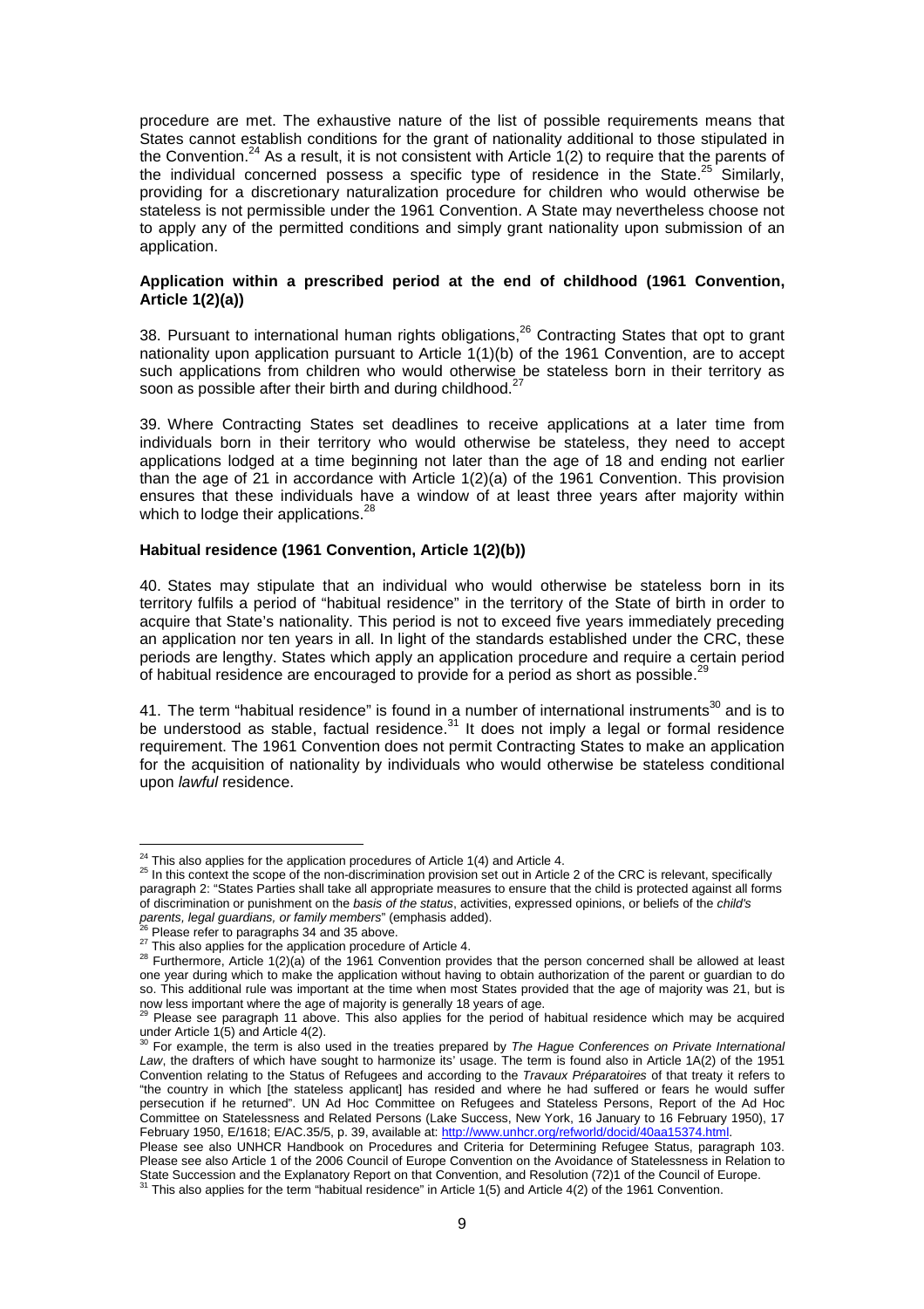procedure are met. The exhaustive nature of the list of possible requirements means that States cannot establish conditions for the grant of nationality additional to those stipulated in the Convention.[24] As a result, it is not consistent with Article 1(2) to require that the parents of the individual concerned possess a specific type of residence in the State.[25] Similarly, providing for a discretionary naturalization procedure for children who would otherwise be stateless is not permissible under the 1961 Convention. A State may nevertheless choose not to apply any of the permitted conditions and simply grant nationality upon submission of an application.

**Application within a prescribed period at the end of childhood (1961 Convention, Article 1(2)(a))**

38. Pursuant to international human rights obligations,[26] Contracting States that opt to grant nationality upon application pursuant to Article 1(1)(b) of the 1961 Convention, are to accept such applications from children who would otherwise be stateless born in their territory as soon as possible after their birth and during childhood.[27]

39. Where Contracting States set deadlines to receive applications at a later time from individuals born in their territory who would otherwise be stateless, they need to accept applications lodged at a time beginning not later than the age of 18 and ending not earlier than the age of 21 in accordance with Article 1(2)(a) of the 1961 Convention. This provision ensures that these individuals have a window of at least three years after majority within which to lodge their applications.[28]

**Habitual residence (1961 Convention, Article 1(2)(b))**

40. States may stipulate that an individual who would otherwise be stateless born in its territory fulfils a period of "habitual residence" in the territory of the State of birth in order to acquire that State's nationality. This period is not to exceed five years immediately preceding an application nor ten years in all. In light of the standards established under the CRC, these periods are lengthy. States which apply an application procedure and require a certain period of habitual residence are encouraged to provide for a period as short as possible.[29]

41. The term "habitual residence" is found in a number of international instruments[30] and is to be understood as stable, factual residence.[31] It does not imply a legal or formal residence requirement. The 1961 Convention does not permit Contracting States to make an application for the acquisition of nationality by individuals who would otherwise be stateless conditional upon *lawful* residence.

---

[24] This also applies for the application procedures of Article 1(4) and Article 4.

[25] In this context the scope of the non-discrimination provision set out in Article 2 of the CRC is relevant, specifically paragraph 2: "States Parties shall take all appropriate measures to ensure that the child is protected against all forms of discrimination or punishment on the *basis of the status*, activities, expressed opinions, or beliefs of the *child's parents, legal guardians, or family members*" (emphasis added).

[26] Please refer to paragraphs 34 and 35 above.

[27] This also applies for the application procedure of Article 4.

[28] Furthermore, Article 1(2)(a) of the 1961 Convention provides that the person concerned shall be allowed at least one year during which to make the application without having to obtain authorization of the parent or guardian to do so. This additional rule was important at the time when most States provided that the age of majority was 21, but is now less important where the age of majority is generally 18 years of age.

[29] Please see paragraph 11 above. This also applies for the period of habitual residence which may be acquired under Article 1(5) and Article 4(2).

[30] For example, the term is also used in the treaties prepared by *The Hague Conferences on Private International Law*, the drafters of which have sought to harmonize its' usage. The term is found also in Article 1A(2) of the 1951 Convention relating to the Status of Refugees and according to the *Travaux Préparatoires* of that treaty it refers to "the country in which [the stateless applicant] has resided and where he had suffered or fears he would suffer persecution if he returned". UN Ad Hoc Committee on Refugees and Stateless Persons, Report of the Ad Hoc Committee on Statelessness and Related Persons (Lake Success, New York, 16 January to 16 February 1950), 17 February 1950, E/1618; E/AC.35/5, p. 39, available at: http://www.unhcr.org/refworld/docid/40aa15374.html. Please see also UNHCR Handbook on Procedures and Criteria for Determining Refugee Status, paragraph 103. Please see also Article 1 of the 2006 Council of Europe Convention on the Avoidance of Statelessness in Relation to State Succession and the Explanatory Report on that Convention, and Resolution (72)1 of the Council of Europe.

[31] This also applies for the term "habitual residence" in Article 1(5) and Article 4(2) of the 1961 Convention.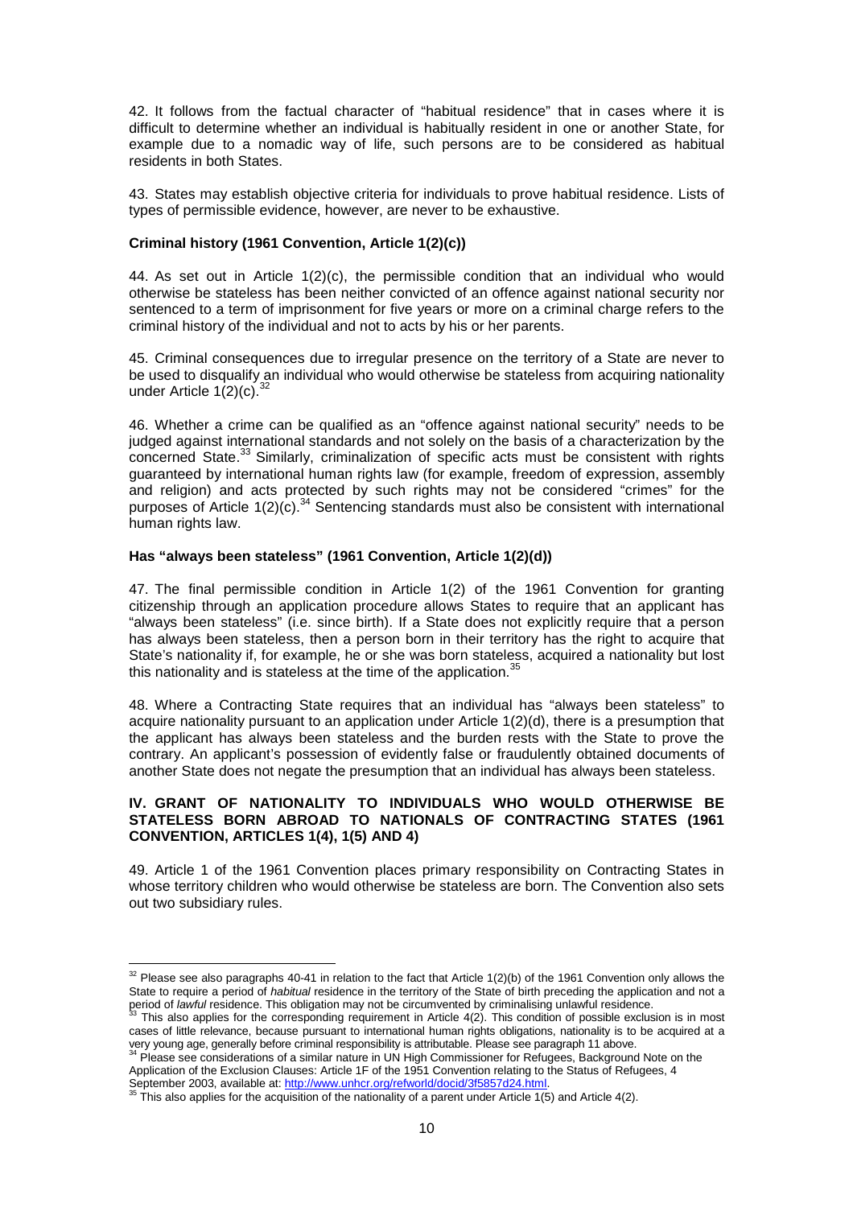42. It follows from the factual character of "habitual residence" that in cases where it is difficult to determine whether an individual is habitually resident in one or another State, for example due to a nomadic way of life, such persons are to be considered as habitual residents in both States.

43. States may establish objective criteria for individuals to prove habitual residence. Lists of types of permissible evidence, however, are never to be exhaustive.

**Criminal history (1961 Convention, Article 1(2)(c))**

44. As set out in Article 1(2)(c), the permissible condition that an individual who would otherwise be stateless has been neither convicted of an offence against national security nor sentenced to a term of imprisonment for five years or more on a criminal charge refers to the criminal history of the individual and not to acts by his or her parents.

45. Criminal consequences due to irregular presence on the territory of a State are never to be used to disqualify an individual who would otherwise be stateless from acquiring nationality under Article 1(2)(c).[32]

46. Whether a crime can be qualified as an "offence against national security" needs to be judged against international standards and not solely on the basis of a characterization by the concerned State.[33] Similarly, criminalization of specific acts must be consistent with rights guaranteed by international human rights law (for example, freedom of expression, assembly and religion) and acts protected by such rights may not be considered "crimes" for the purposes of Article 1(2)(c).[34] Sentencing standards must also be consistent with international human rights law.

**Has "always been stateless" (1961 Convention, Article 1(2)(d))**

47. The final permissible condition in Article 1(2) of the 1961 Convention for granting citizenship through an application procedure allows States to require that an applicant has "always been stateless" (i.e. since birth). If a State does not explicitly require that a person has always been stateless, then a person born in their territory has the right to acquire that State's nationality if, for example, he or she was born stateless, acquired a nationality but lost this nationality and is stateless at the time of the application.[35]

48. Where a Contracting State requires that an individual has "always been stateless" to acquire nationality pursuant to an application under Article 1(2)(d), there is a presumption that the applicant has always been stateless and the burden rests with the State to prove the contrary. An applicant's possession of evidently false or fraudulently obtained documents of another State does not negate the presumption that an individual has always been stateless.

**IV. GRANT OF NATIONALITY TO INDIVIDUALS WHO WOULD OTHERWISE BE STATELESS BORN ABROAD TO NATIONALS OF CONTRACTING STATES (1961 CONVENTION, ARTICLES 1(4), 1(5) AND 4)**

49. Article 1 of the 1961 Convention places primary responsibility on Contracting States in whose territory children who would otherwise be stateless are born. The Convention also sets out two subsidiary rules.

---

[32] Please see also paragraphs 40-41 in relation to the fact that Article 1(2)(b) of the 1961 Convention only allows the State to require a period of *habitual* residence in the territory of the State of birth preceding the application and not a period of *lawful* residence. This obligation may not be circumvented by criminalising unlawful residence.

[33] This also applies for the corresponding requirement in Article 4(2). This condition of possible exclusion is in most cases of little relevance, because pursuant to international human rights obligations, nationality is to be acquired at a very young age, generally before criminal responsibility is attributable. Please see paragraph 11 above.

[34] Please see considerations of a similar nature in UN High Commissioner for Refugees, Background Note on the Application of the Exclusion Clauses: Article 1F of the 1951 Convention relating to the Status of Refugees, 4 September 2003, available at: http://www.unhcr.org/refworld/docid/3f5857d24.html.

[35] This also applies for the acquisition of the nationality of a parent under Article 1(5) and Article 4(2).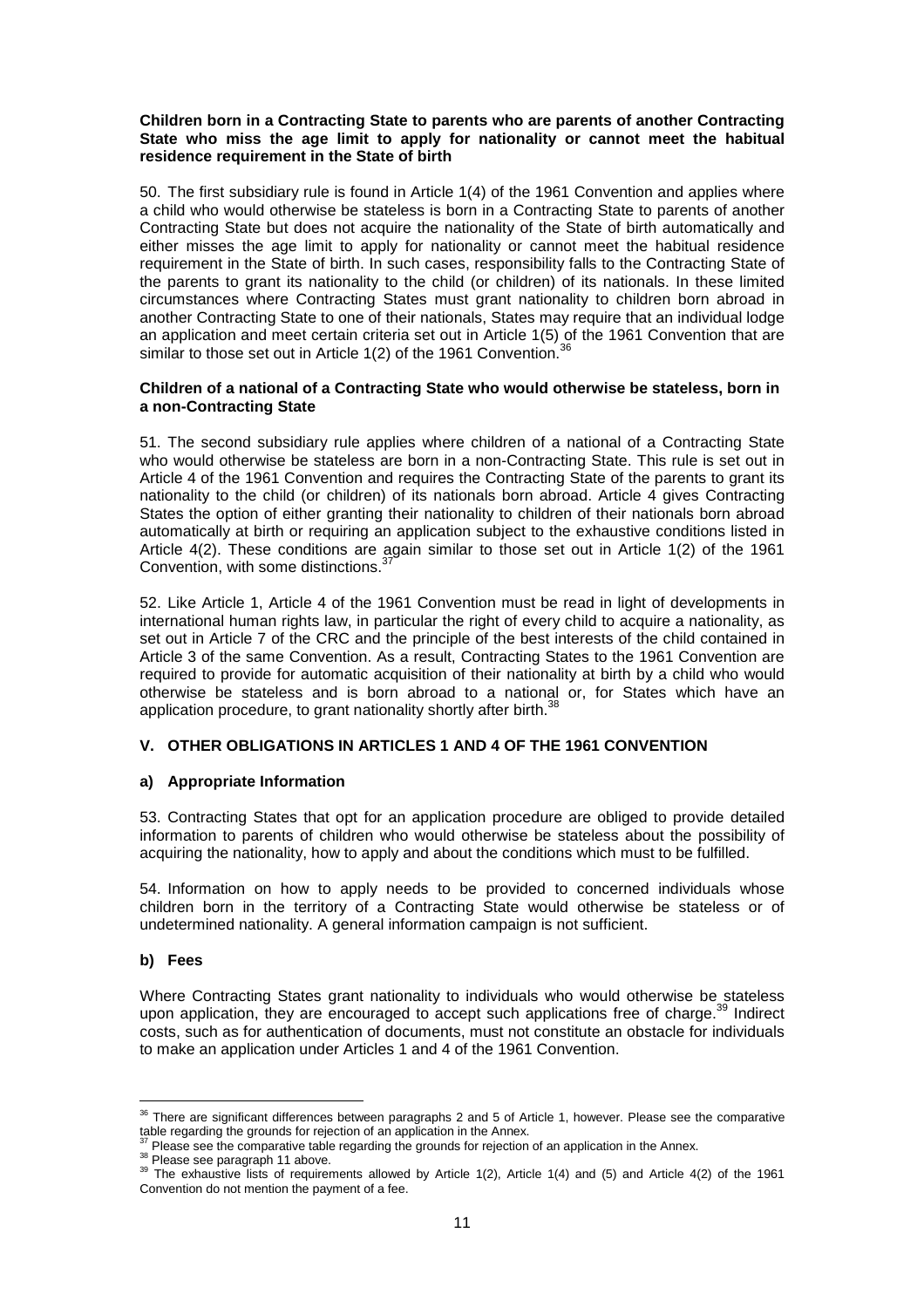**Children born in a Contracting State to parents who are parents of another Contracting State who miss the age limit to apply for nationality or cannot meet the habitual residence requirement in the State of birth**

50. The first subsidiary rule is found in Article 1(4) of the 1961 Convention and applies where a child who would otherwise be stateless is born in a Contracting State to parents of another Contracting State but does not acquire the nationality of the State of birth automatically and either misses the age limit to apply for nationality or cannot meet the habitual residence requirement in the State of birth. In such cases, responsibility falls to the Contracting State of the parents to grant its nationality to the child (or children) of its nationals. In these limited circumstances where Contracting States must grant nationality to children born abroad in another Contracting State to one of their nationals, States may require that an individual lodge an application and meet certain criteria set out in Article 1(5) of the 1961 Convention that are similar to those set out in Article 1(2) of the 1961 Convention.[36]

**Children of a national of a Contracting State who would otherwise be stateless, born in a non-Contracting State**

51. The second subsidiary rule applies where children of a national of a Contracting State who would otherwise be stateless are born in a non-Contracting State. This rule is set out in Article 4 of the 1961 Convention and requires the Contracting State of the parents to grant its nationality to the child (or children) of its nationals born abroad. Article 4 gives Contracting States the option of either granting their nationality to children of their nationals born abroad automatically at birth or requiring an application subject to the exhaustive conditions listed in Article 4(2). These conditions are again similar to those set out in Article 1(2) of the 1961 Convention, with some distinctions.[37]

52. Like Article 1, Article 4 of the 1961 Convention must be read in light of developments in international human rights law, in particular the right of every child to acquire a nationality, as set out in Article 7 of the CRC and the principle of the best interests of the child contained in Article 3 of the same Convention. As a result, Contracting States to the 1961 Convention are required to provide for automatic acquisition of their nationality at birth by a child who would otherwise be stateless and is born abroad to a national or, for States which have an application procedure, to grant nationality shortly after birth.[38]

## V. OTHER OBLIGATIONS IN ARTICLES 1 AND 4 OF THE 1961 CONVENTION

### a) Appropriate Information

53. Contracting States that opt for an application procedure are obliged to provide detailed information to parents of children who would otherwise be stateless about the possibility of acquiring the nationality, how to apply and about the conditions which must be fulfilled.

54. Information on how to apply needs to be provided to concerned individuals whose children born in the territory of a Contracting State would otherwise be stateless or of undetermined nationality. A general information campaign is not sufficient.

### b) Fees

Where Contracting States grant nationality to individuals who would otherwise be stateless upon application, they are encouraged to accept such applications free of charge.[39] Indirect costs, such as for authentication of documents, must not constitute an obstacle for individuals to make an application under Articles 1 and 4 of the 1961 Convention.

---

[36] There are significant differences between paragraphs 2 and 5 of Article 1, however. Please see the comparative table regarding the grounds for rejection of an application in the Annex.

[37] Please see the comparative table regarding the grounds for rejection of an application in the Annex.

[38] Please see paragraph 11 above.

[39] The exhaustive lists of requirements allowed by Article 1(2), Article 1(4) and (5) and Article 4(2) of the 1961 Convention do not mention the payment of a fee.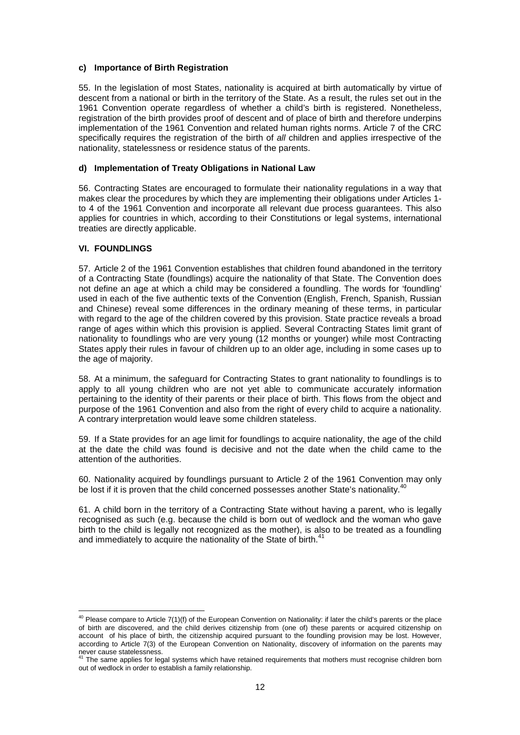#### c) Importance of Birth Registration

55. In the legislation of most States, nationality is acquired at birth automatically by virtue of descent from a national or birth in the territory of the State. As a result, the rules set out in the 1961 Convention operate regardless of whether a child's birth is registered. Nonetheless, registration of the birth provides proof of descent and of place of birth and therefore underpins implementation of the 1961 Convention and related human rights norms. Article 7 of the CRC specifically requires the registration of the birth of *all* children and applies irrespective of the nationality, statelessness or residence status of the parents.

#### d) Implementation of Treaty Obligations in National Law

56. Contracting States are encouraged to formulate their nationality regulations in a way that makes clear the procedures by which they are implementing their obligations under Articles 1- to 4 of the 1961 Convention and incorporate all relevant due process guarantees. This also applies for countries in which, according to their Constitutions or legal systems, international treaties are directly applicable.

### VI. FOUNDLINGS

57. Article 2 of the 1961 Convention establishes that children found abandoned in the territory of a Contracting State (foundlings) acquire the nationality of that State. The Convention does not define an age at which a child may be considered a foundling. The words for 'foundling' used in each of the five authentic texts of the Convention (English, French, Spanish, Russian and Chinese) reveal some differences in the ordinary meaning of these terms, in particular with regard to the age of the children covered by this provision. State practice reveals a broad range of ages within which this provision is applied. Several Contracting States limit grant of nationality to foundlings who are very young (12 months or younger) while most Contracting States apply their rules in favour of children up to an older age, including in some cases up to the age of majority.

58. At a minimum, the safeguard for Contracting States to grant nationality to foundlings is to apply to all young children who are not yet able to communicate accurately information pertaining to the identity of their parents or their place of birth. This flows from the object and purpose of the 1961 Convention and also from the right of every child to acquire a nationality. A contrary interpretation would leave some children stateless.

59. If a State provides for an age limit for foundlings to acquire nationality, the age of the child at the date the child was found is decisive and not the date when the child came to the attention of the authorities.

60. Nationality acquired by foundlings pursuant to Article 2 of the 1961 Convention may only be lost if it is proven that the child concerned possesses another State's nationality.[40]

61. A child born in the territory of a Contracting State without having a parent, who is legally recognised as such (e.g. because the child is born out of wedlock and the woman who gave birth to the child is legally not recognized as the mother), is also to be treated as a foundling and immediately to acquire the nationality of the State of birth.[41]

---

[40] Please compare to Article 7(1)(f) of the European Convention on Nationality: if later the child's parents or the place of birth are discovered, and the child derives citizenship from (one of) these parents or acquired citizenship on account of his place of birth, the citizenship acquired pursuant to the foundling provision may be lost. However, according to Article 7(3) of the European Convention on Nationality, discovery of information on the parents may never cause statelessness.

[41] The same applies for legal systems which have retained requirements that mothers must recognise children born out of wedlock in order to establish a family relationship.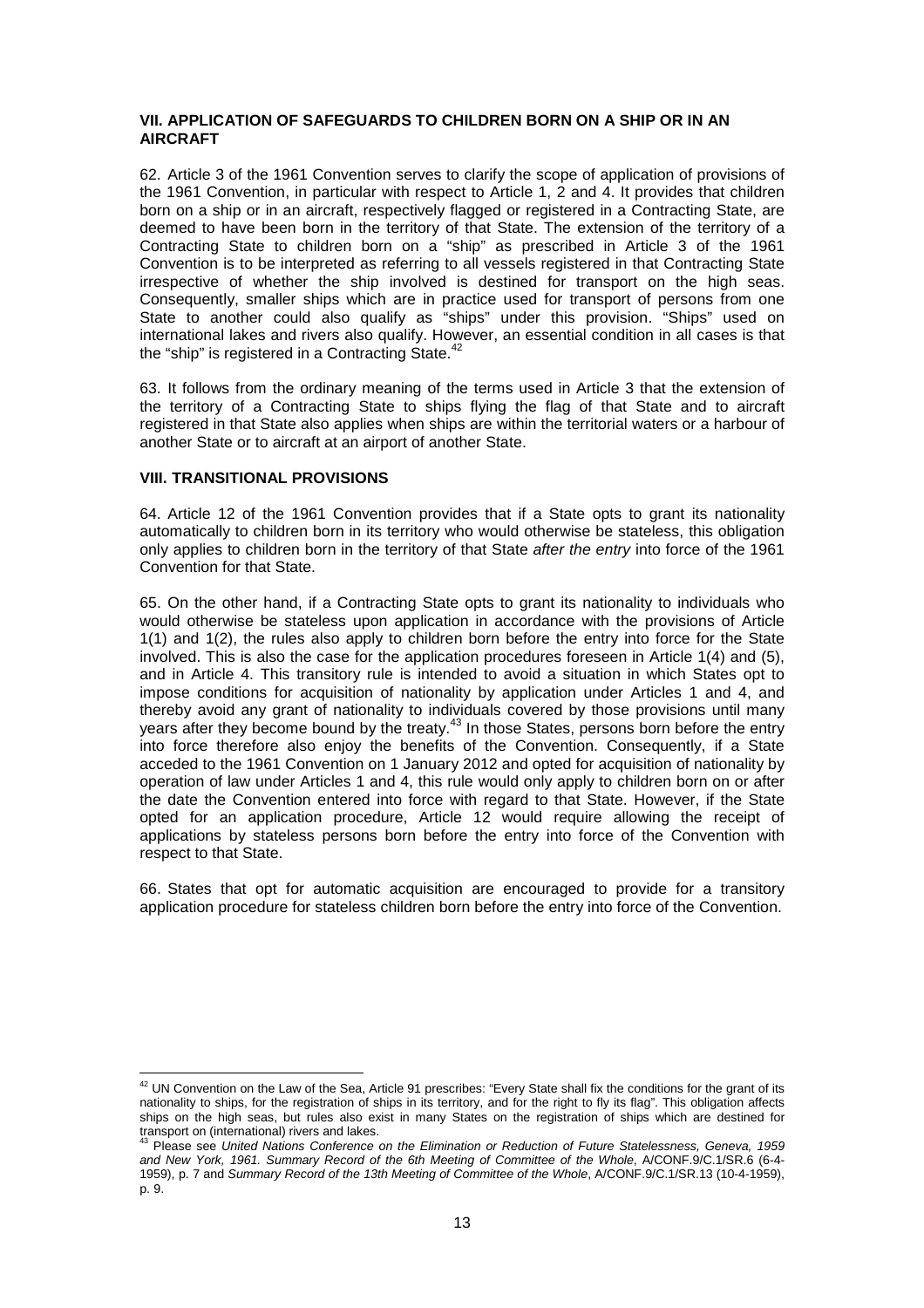## VII. APPLICATION OF SAFEGUARDS TO CHILDREN BORN ON A SHIP OR IN AN AIRCRAFT

62. Article 3 of the 1961 Convention serves to clarify the scope of application of provisions of the 1961 Convention, in particular with respect to Article 1, 2 and 4. It provides that children born on a ship or in an aircraft, respectively flagged or registered in a Contracting State, are deemed to have been born in the territory of that State. The extension of the territory of a Contracting State to children born on a "ship" as prescribed in Article 3 of the 1961 Convention is to be interpreted as referring to all vessels registered in that Contracting State irrespective of whether the ship involved is destined for transport on the high seas. Consequently, smaller ships which are in practice used for transport of persons from one State to another could also qualify as "ships" under this provision. "Ships" used on international lakes and rivers also qualify. However, an essential condition in all cases is that the "ship" is registered in a Contracting State.[42]

63. It follows from the ordinary meaning of the terms used in Article 3 that the extension of the territory of a Contracting State to ships flying the flag of that State and to aircraft registered in that State also applies when ships are within the territorial waters or a harbour of another State or to aircraft at an airport of another State.

## VIII. TRANSITIONAL PROVISIONS

64. Article 12 of the 1961 Convention provides that if a State opts to grant its nationality automatically to children born in its territory who would otherwise be stateless, this obligation only applies to children born in the territory of that State *after the entry* into force of the 1961 Convention for that State.

65. On the other hand, if a Contracting State opts to grant its nationality to individuals who would otherwise be stateless upon application in accordance with the provisions of Article 1(1) and 1(2), the rules also apply to children born before the entry into force for the State involved. This is also the case for the application procedures foreseen in Article 1(4) and (5), and in Article 4. This transitory rule is intended to avoid a situation in which States opt to impose conditions for acquisition of nationality by application under Articles 1 and 4, and thereby avoid any grant of nationality to individuals covered by those provisions until many years after they become bound by the treaty.[43] In those States, persons born before the entry into force therefore also enjoy the benefits of the Convention. Consequently, if a State acceded to the 1961 Convention on 1 January 2012 and opted for acquisition of nationality by operation of law under Articles 1 and 4, this rule would only apply to children born on or after the date the Convention entered into force with regard to that State. However, if the State opted for an application procedure, Article 12 would require allowing the receipt of applications by stateless persons born before the entry into force of the Convention with respect to that State.

66. States that opt for automatic acquisition are encouraged to provide for a transitory application procedure for stateless children born before the entry into force of the Convention.

---

[42] UN Convention on the Law of the Sea, Article 91 prescribes: "Every State shall fix the conditions for the grant of its nationality to ships, for the registration of ships in its territory, and for the right to fly its flag". This obligation affects ships on the high seas, but rules also exist in many States on the registration of ships which are destined for transport on (international) rivers and lakes.

[43] Please see *United Nations Conference on the Elimination or Reduction of Future Statelessness, Geneva, 1959 and New York, 1961. Summary Record of the 6th Meeting of Committee of the Whole*, A/CONF.9/C.1/SR.6 (6-4-1959), p. 7 and *Summary Record of the 13th Meeting of Committee of the Whole*, A/CONF.9/C.1/SR.13 (10-4-1959), p. 9.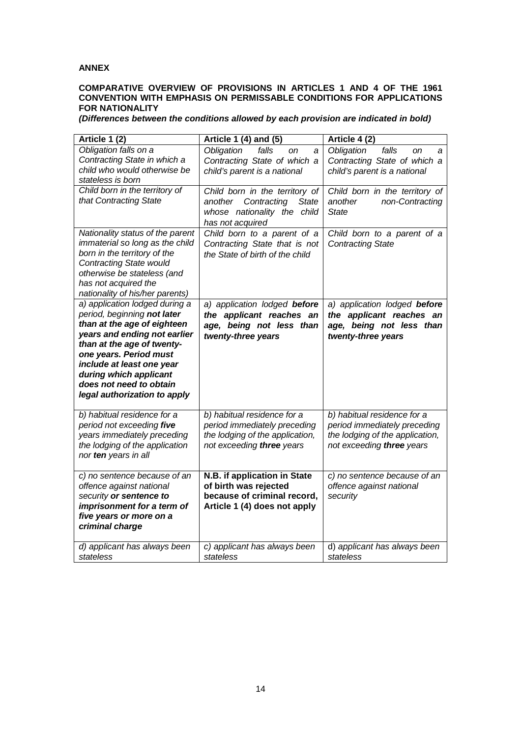**ANNEX**

**COMPARATIVE OVERVIEW OF PROVISIONS IN ARTICLES 1 AND 4 OF THE 1961 CONVENTION WITH EMPHASIS ON PERMISSABLE CONDITIONS FOR APPLICATIONS FOR NATIONALITY**

***(Differences between the conditions allowed by each provision are indicated in bold)***

| Article 1 (2) | Article 1 (4) and (5) | Article 4 (2) |
|---|---|---|
| *Obligation falls on a Contracting State in which a child who would otherwise be stateless is born* | *Obligation falls on a Contracting State of which a child's parent is a national* | *Obligation falls on a Contracting State of which a child's parent is a national* |
| *Child born in the territory of that Contracting State* | *Child born in the territory of another Contracting State whose nationality the child has not acquired* | *Child born in the territory of another non-Contracting State* |
| *Nationality status of the parent immaterial so long as the child born in the territory of the Contracting State would otherwise be stateless (and has not acquired the nationality of his/her parents)* | *Child born to a parent of a Contracting State that is not the State of birth of the child* | *Child born to a parent of a Contracting State* |
| *a) application lodged during a period, beginning* ***not later than at the age of eighteen years and ending not earlier than at the age of twenty-one years. Period must include at least one year during which applicant does not need to obtain legal authorization to apply*** | *a) application lodged* ***before the applicant reaches an age, being not less than twenty-three years*** | *a) application lodged* ***before the applicant reaches an age, being not less than twenty-three years*** |
| *b) habitual residence for a period not exceeding* ***five*** *years immediately preceding the lodging of the application nor* ***ten*** *years in all* | *b) habitual residence for a period immediately preceding the lodging of the application, not exceeding* ***three*** *years* | *b) habitual residence for a period immediately preceding the lodging of the application, not exceeding* ***three*** *years* |
| *c) no sentence because of an offence against national security* ***or sentence to imprisonment for a term of five years or more on a criminal charge*** | **N.B. if application in State of birth was rejected because of criminal record, Article 1 (4) does not apply** | *c) no sentence because of an offence against national security* |
| *d) applicant has always been stateless* | *c) applicant has always been stateless* | *d) applicant has always been stateless* |